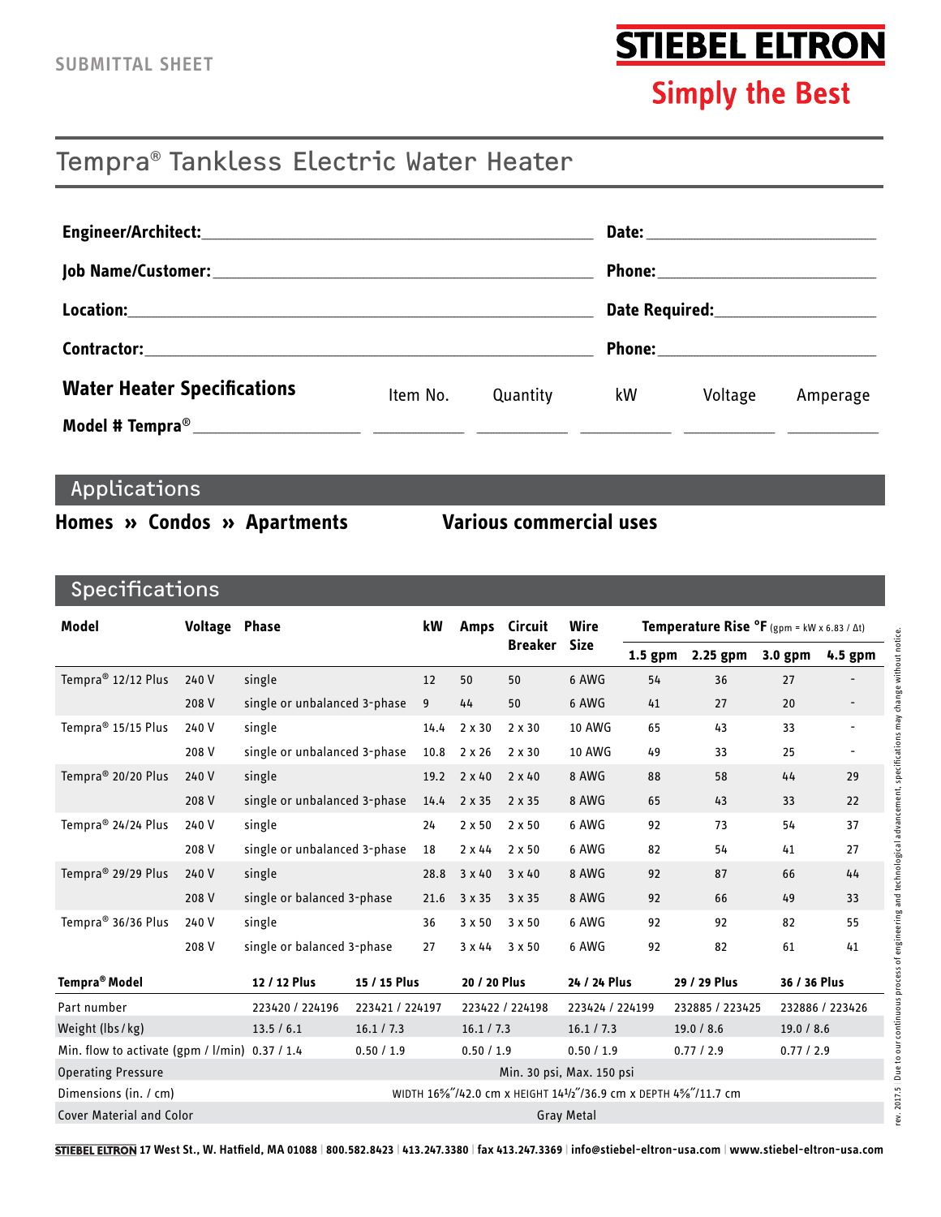SUBMITTAL SHEET

**STIEBEL ELTRON**

**Simply the Best**

# Tempra® Tankless Electric Water Heater

**Engineer/Architect:**\_\_\_\_\_\_\_\_\_\_\_\_\_\_\_\_\_\_\_\_ **Date:**\_\_\_\_\_\_\_\_\_\_\_\_

**Job Name/Customer:**\_\_\_\_\_\_\_\_\_\_\_\_\_\_\_\_\_\_\_\_ **Phone:**\_\_\_\_\_\_\_\_\_\_\_\_

**Location:**\_\_\_\_\_\_\_\_\_\_\_\_\_\_\_\_\_\_\_\_ **Date Required:**\_\_\_\_\_\_\_\_\_\_\_\_

**Contractor:**\_\_\_\_\_\_\_\_\_\_\_\_\_\_\_\_\_\_\_\_ **Phone:**\_\_\_\_\_\_\_\_\_\_\_\_

| **Water Heater Specifications** | Item No. | Quantity | kW | Voltage | Amperage |
|---|---|---|---|---|---|
| **Model # Tempra®** \_\_\_\_\_\_\_\_\_\_ | \_\_\_\_\_\_ | \_\_\_\_\_\_ | \_\_\_\_\_\_ | \_\_\_\_\_\_ | \_\_\_\_\_\_ |

## Applications

**Homes » Condos » Apartments**

**Various commercial uses**

## Specifications

| Model | Voltage | Phase | kW | Amps | Circuit Breaker | Wire Size | Temperature Rise °F (gpm = kW x 6.83 / Δt) 1.5 gpm | 2.25 gpm | 3.0 gpm | 4.5 gpm |
|---|---|---|---|---|---|---|---|---|---|---|
| Tempra® 12/12 Plus | 240 V | single | 12 | 50 | 50 | 6 AWG | 54 | 36 | 27 | - |
| | 208 V | single or unbalanced 3-phase | 9 | 44 | 50 | 6 AWG | 41 | 27 | 20 | - |
| Tempra® 15/15 Plus | 240 V | single | 14.4 | 2 x 30 | 2 x 30 | 10 AWG | 65 | 43 | 33 | - |
| | 208 V | single or unbalanced 3-phase | 10.8 | 2 x 26 | 2 x 30 | 10 AWG | 49 | 33 | 25 | - |
| Tempra® 20/20 Plus | 240 V | single | 19.2 | 2 x 40 | 2 x 40 | 8 AWG | 88 | 58 | 44 | 29 |
| | 208 V | single or unbalanced 3-phase | 14.4 | 2 x 35 | 2 x 35 | 8 AWG | 65 | 43 | 33 | 22 |
| Tempra® 24/24 Plus | 240 V | single | 24 | 2 x 50 | 2 x 50 | 6 AWG | 92 | 73 | 54 | 37 |
| | 208 V | single or unbalanced 3-phase | 18 | 2 x 44 | 2 x 50 | 6 AWG | 82 | 54 | 41 | 27 |
| Tempra® 29/29 Plus | 240 V | single | 28.8 | 3 x 40 | 3 x 40 | 8 AWG | 92 | 87 | 66 | 44 |
| | 208 V | single or balanced 3-phase | 21.6 | 3 x 35 | 3 x 35 | 8 AWG | 92 | 66 | 49 | 33 |
| Tempra® 36/36 Plus | 240 V | single | 36 | 3 x 50 | 3 x 50 | 6 AWG | 92 | 92 | 82 | 55 |
| | 208 V | single or balanced 3-phase | 27 | 3 x 44 | 3 x 50 | 6 AWG | 92 | 82 | 61 | 41 |

| Tempra® Model | 12 / 12 Plus | 15 / 15 Plus | 20 / 20 Plus | 24 / 24 Plus | 29 / 29 Plus | 36 / 36 Plus |
|---|---|---|---|---|---|---|
| Part number | 223420 / 224196 | 223421 / 224197 | 223422 / 224198 | 223424 / 224199 | 232885 / 223425 | 232886 / 223426 |
| Weight (lbs / kg) | 13.5 / 6.1 | 16.1 / 7.3 | 16.1 / 7.3 | 16.1 / 7.3 | 19.0 / 8.6 | 19.0 / 8.6 |
| Min. flow to activate (gpm / l/min) | 0.37 / 1.4 | 0.50 / 1.9 | 0.50 / 1.9 | 0.50 / 1.9 | 0.77 / 2.9 | 0.77 / 2.9 |
| Operating Pressure | Min. 30 psi, Max. 150 psi | | | | | |
| Dimensions (in. / cm) | WIDTH 16⅝"/42.0 cm x HEIGHT 14½"/36.9 cm x DEPTH 4⅝"/11.7 cm | | | | | |
| Cover Material and Color | Gray Metal | | | | | |

rev. 2017.5 Due to our continuous process of engineering and technological advancement, specifications may change without notice.

STIEBEL ELTRON 17 West St., W. Hatfield, MA 01088 | 800.582.8423 | 413.247.3380 | fax 413.247.3369 | info@stiebel-eltron-usa.com | www.stiebel-eltron-usa.com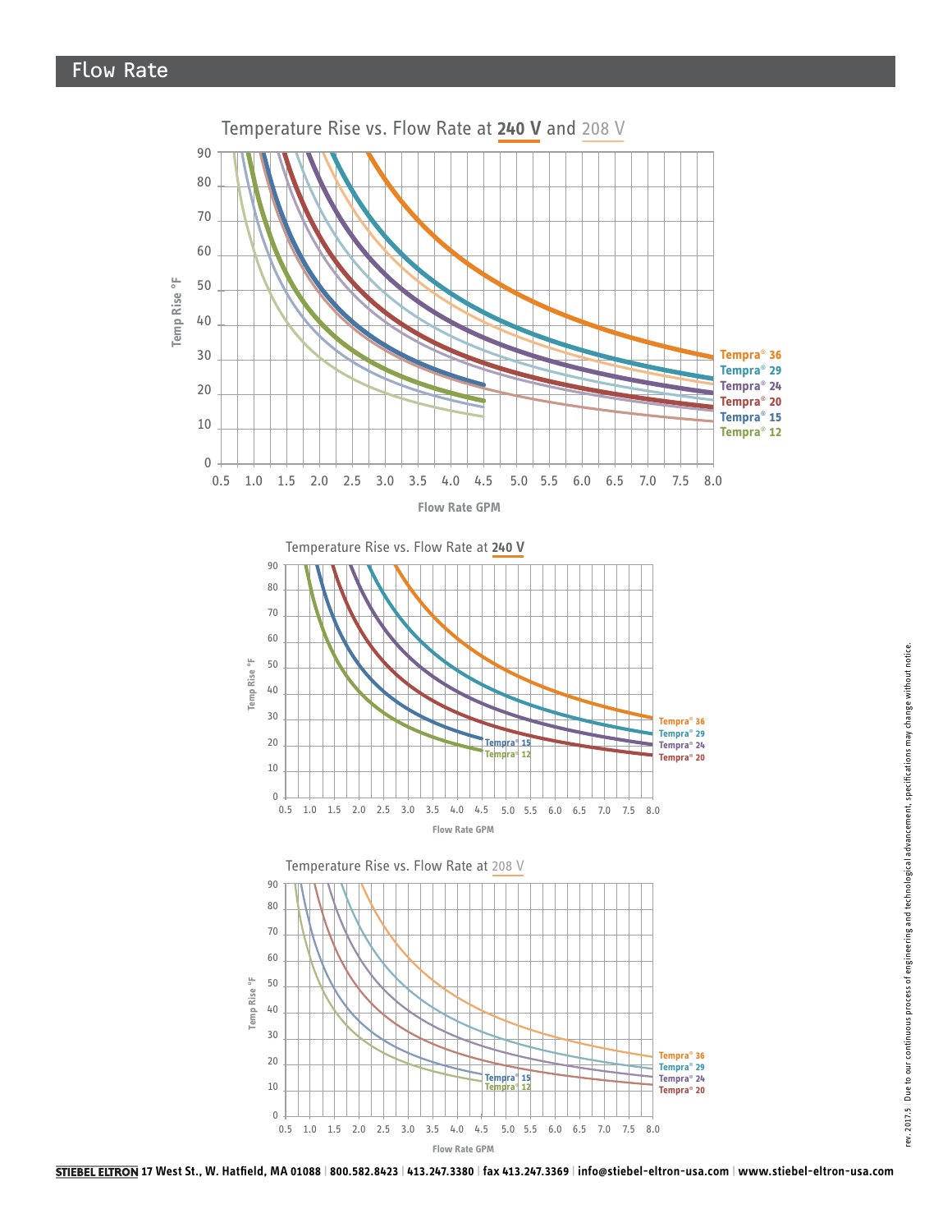## Flow Rate

### Temperature Rise vs. Flow Rate at **240 V** and 208 V

Temp Rise °F (0–90) vs. Flow Rate GPM (0.5–8.0)

Tempra® 36
Tempra® 29
Tempra® 24
Tempra® 20
Tempra® 15
Tempra® 12

### Temperature Rise vs. Flow Rate at **240 V**

Temp Rise °F (0–90) vs. Flow Rate GPM (0.5–8.0)

Tempra® 36
Tempra® 29
Tempra® 24
Tempra® 20
Tempra® 15
Tempra® 12

### Temperature Rise vs. Flow Rate at 208 V

Temp Rise °F (0–90) vs. Flow Rate GPM (0.5–8.0)

Tempra® 36
Tempra® 29
Tempra® 24
Tempra® 20
Tempra® 15
Tempra® 12

rev. 2017.5 Due to our continuous process of engineering and technological advancement, specifications may change without notice.

**STIEBEL ELTRON 17 West St., W. Hatfield, MA 01088 | 800.582.8423 | 413.247.3380 | fax 413.247.3369 | info@stiebel-eltron-usa.com | www.stiebel-eltron-usa.com**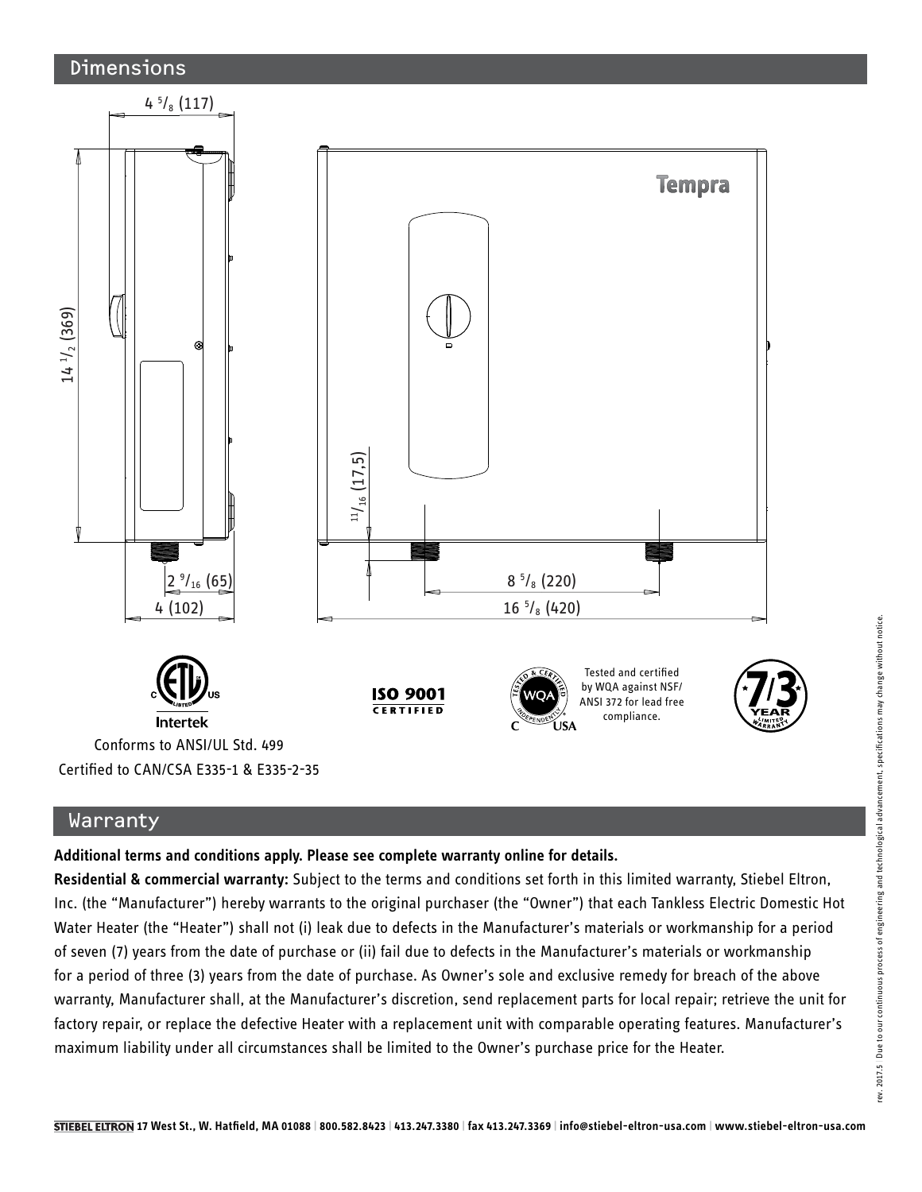## Dimensions

4 5/8 (117)

14 1/2 (369)

Tempra

11/16 (17,5)

2 9/16 (65)

4 (102)

8 5/8 (220)

16 5/8 (420)

Intertek

Conforms to ANSI/UL Std. 499
Certified to CAN/CSA E335-1 & E335-2-35

ISO 9001 CERTIFIED

Tested and certified by WQA against NSF/ANSI 372 for lead free compliance.

7/3 YEAR LIMITED WARRANTY

## Warranty

**Additional terms and conditions apply. Please see complete warranty online for details.**

**Residential & commercial warranty:** Subject to the terms and conditions set forth in this limited warranty, Stiebel Eltron, Inc. (the "Manufacturer") hereby warrants to the original purchaser (the "Owner") that each Tankless Electric Domestic Hot Water Heater (the "Heater") shall not (i) leak due to defects in the Manufacturer's materials or workmanship for a period of seven (7) years from the date of purchase or (ii) fail due to defects in the Manufacturer's materials or workmanship for a period of three (3) years from the date of purchase. As Owner's sole and exclusive remedy for breach of the above warranty, Manufacturer shall, at the Manufacturer's discretion, send replacement parts for local repair; retrieve the unit for factory repair, or replace the defective Heater with a replacement unit with comparable operating features. Manufacturer's maximum liability under all circumstances shall be limited to the Owner's purchase price for the Heater.

rev. 2017.5 Due to our continuous process of engineering and technological advancement, specifications may change without notice.

**STIEBEL ELTRON 17 West St., W. Hatfield, MA 01088 | 800.582.8423 | 413.247.3380 | fax 413.247.3369 | info@stiebel-eltron-usa.com | www.stiebel-eltron-usa.com**